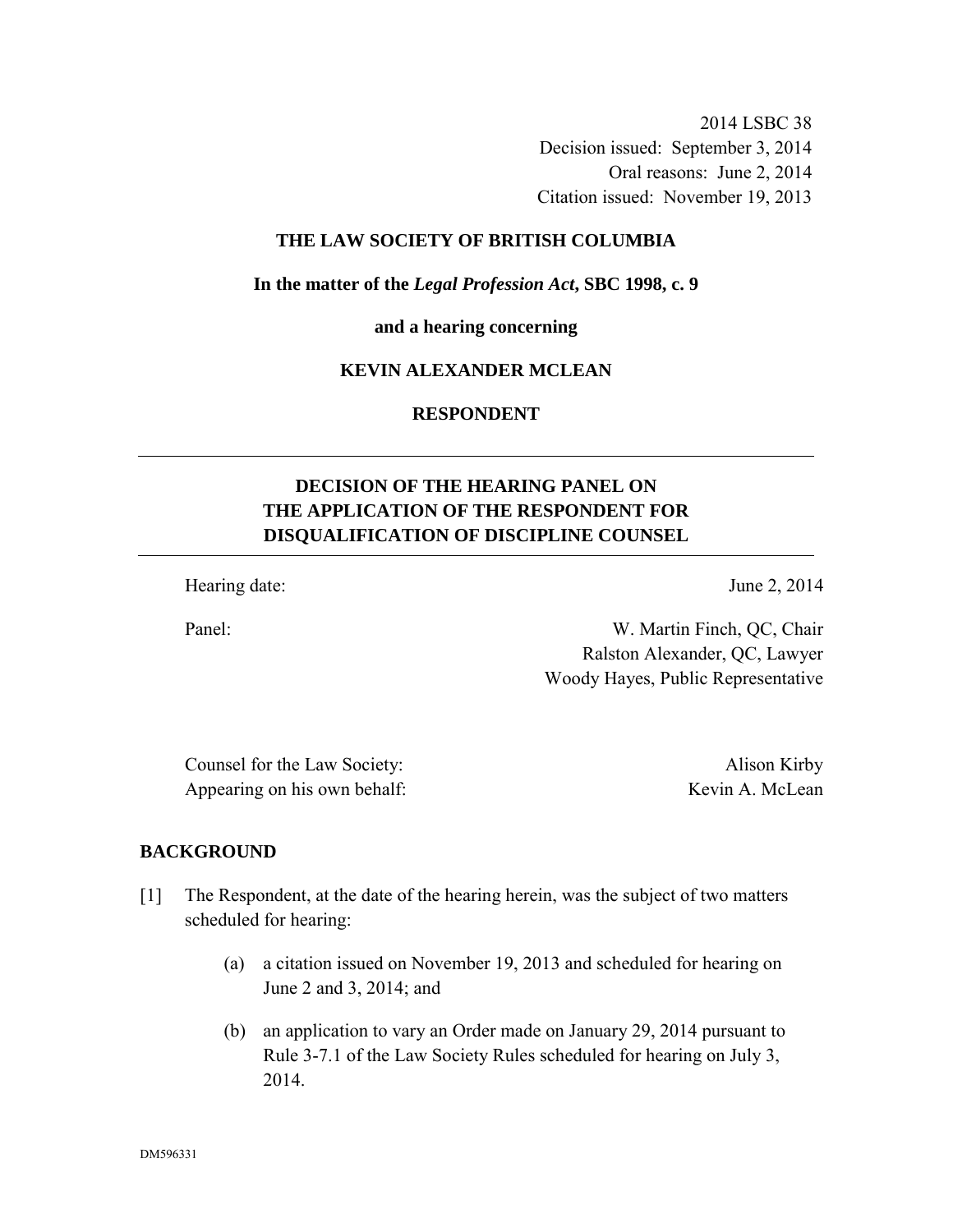2014 LSBC 38
Decision issued: September 3, 2014
Oral reasons: June 2, 2014
Citation issued: November 19, 2013

**THE LAW SOCIETY OF BRITISH COLUMBIA**

**In the matter of the *Legal Profession Act*, SBC 1998, c. 9**

**and a hearing concerning**

**KEVIN ALEXANDER MCLEAN**

**RESPONDENT**

---

## DECISION OF THE HEARING PANEL ON THE APPLICATION OF THE RESPONDENT FOR DISQUALIFICATION OF DISCIPLINE COUNSEL

---

Hearing date: June 2, 2014

Panel: W. Martin Finch, QC, Chair
Ralston Alexander, QC, Lawyer
Woody Hayes, Public Representative

Counsel for the Law Society: Alison Kirby
Appearing on his own behalf: Kevin A. McLean

## BACKGROUND

[1] The Respondent, at the date of the hearing herein, was the subject of two matters scheduled for hearing:

(a) a citation issued on November 19, 2013 and scheduled for hearing on June 2 and 3, 2014; and

(b) an application to vary an Order made on January 29, 2014 pursuant to Rule 3-7.1 of the Law Society Rules scheduled for hearing on July 3, 2014.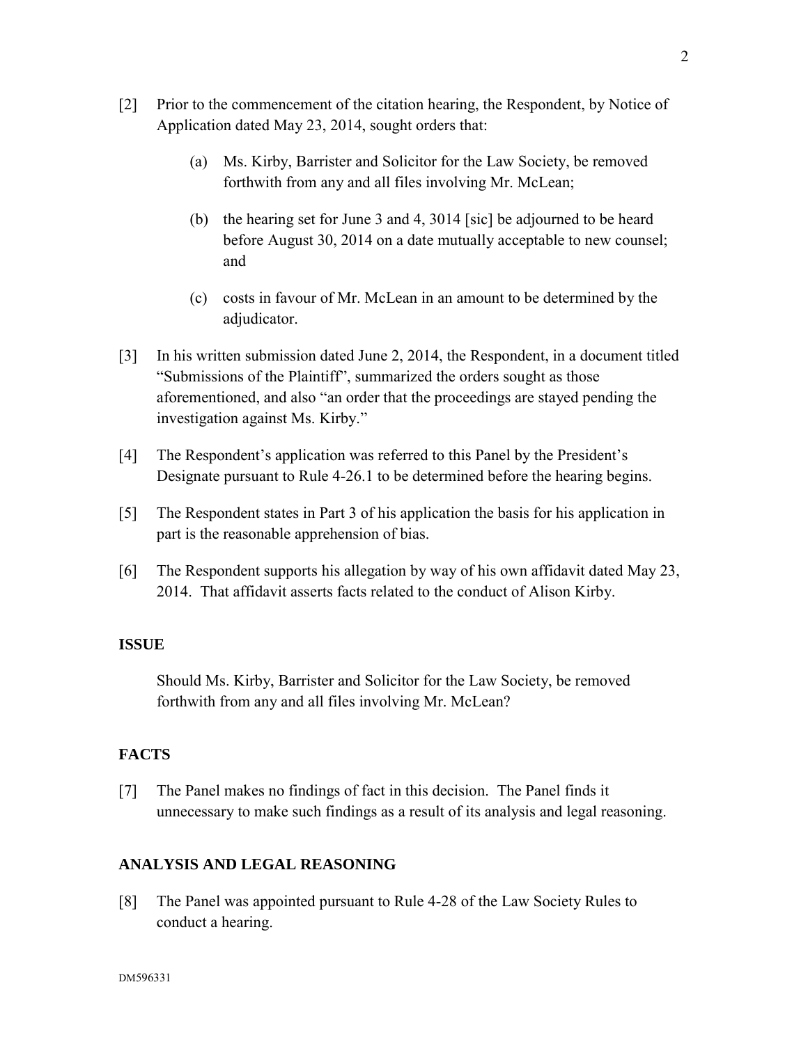[2] Prior to the commencement of the citation hearing, the Respondent, by Notice of Application dated May 23, 2014, sought orders that:

(a) Ms. Kirby, Barrister and Solicitor for the Law Society, be removed forthwith from any and all files involving Mr. McLean;

(b) the hearing set for June 3 and 4, 3014 [sic] be adjourned to be heard before August 30, 2014 on a date mutually acceptable to new counsel; and

(c) costs in favour of Mr. McLean in an amount to be determined by the adjudicator.

[3] In his written submission dated June 2, 2014, the Respondent, in a document titled "Submissions of the Plaintiff", summarized the orders sought as those aforementioned, and also "an order that the proceedings are stayed pending the investigation against Ms. Kirby."

[4] The Respondent's application was referred to this Panel by the President's Designate pursuant to Rule 4-26.1 to be determined before the hearing begins.

[5] The Respondent states in Part 3 of his application the basis for his application in part is the reasonable apprehension of bias.

[6] The Respondent supports his allegation by way of his own affidavit dated May 23, 2014. That affidavit asserts facts related to the conduct of Alison Kirby.

## ISSUE

Should Ms. Kirby, Barrister and Solicitor for the Law Society, be removed forthwith from any and all files involving Mr. McLean?

## FACTS

[7] The Panel makes no findings of fact in this decision. The Panel finds it unnecessary to make such findings as a result of its analysis and legal reasoning.

## ANALYSIS AND LEGAL REASONING

[8] The Panel was appointed pursuant to Rule 4-28 of the Law Society Rules to conduct a hearing.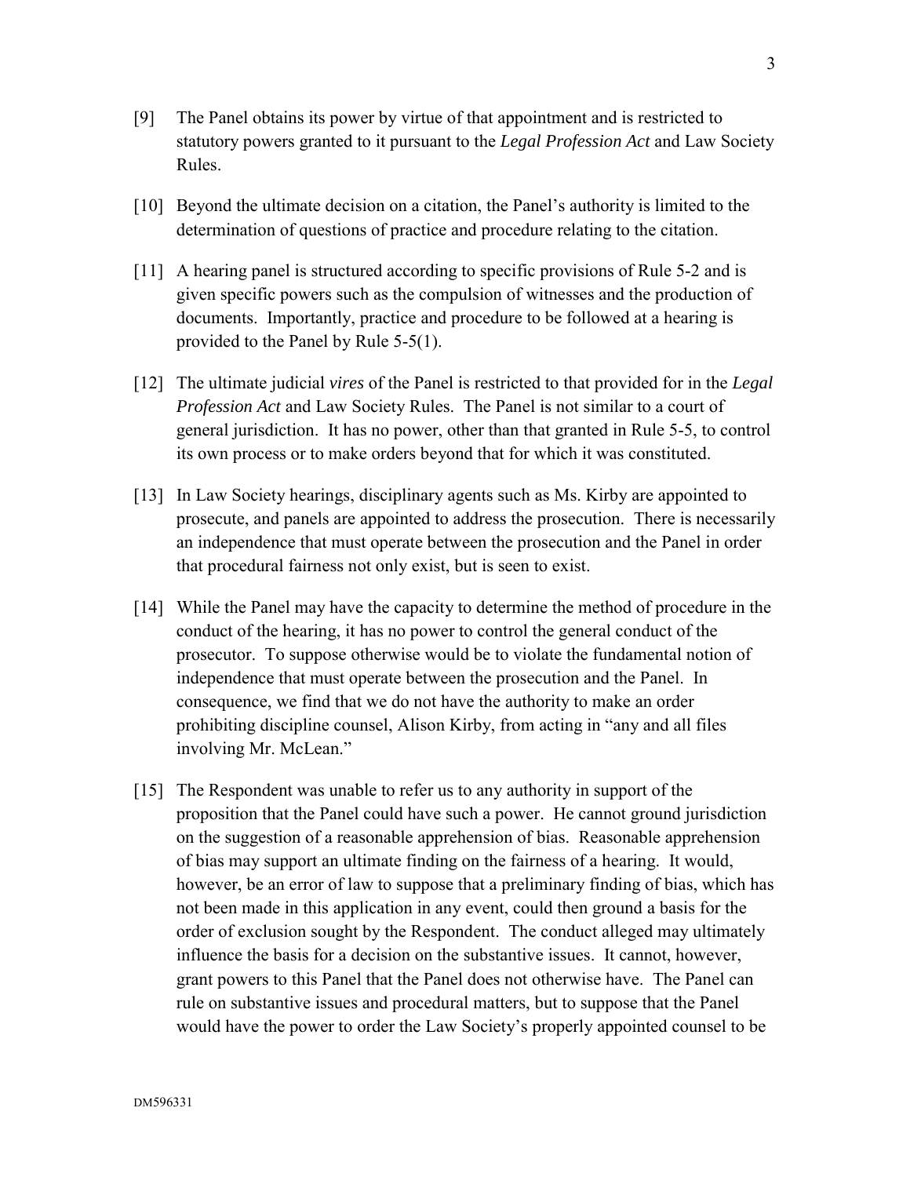[9] The Panel obtains its power by virtue of that appointment and is restricted to statutory powers granted to it pursuant to the *Legal Profession Act* and Law Society Rules.

[10] Beyond the ultimate decision on a citation, the Panel's authority is limited to the determination of questions of practice and procedure relating to the citation.

[11] A hearing panel is structured according to specific provisions of Rule 5-2 and is given specific powers such as the compulsion of witnesses and the production of documents. Importantly, practice and procedure to be followed at a hearing is provided to the Panel by Rule 5-5(1).

[12] The ultimate judicial *vires* of the Panel is restricted to that provided for in the *Legal Profession Act* and Law Society Rules. The Panel is not similar to a court of general jurisdiction. It has no power, other than that granted in Rule 5-5, to control its own process or to make orders beyond that for which it was constituted.

[13] In Law Society hearings, disciplinary agents such as Ms. Kirby are appointed to prosecute, and panels are appointed to address the prosecution. There is necessarily an independence that must operate between the prosecution and the Panel in order that procedural fairness not only exist, but is seen to exist.

[14] While the Panel may have the capacity to determine the method of procedure in the conduct of the hearing, it has no power to control the general conduct of the prosecutor. To suppose otherwise would be to violate the fundamental notion of independence that must operate between the prosecution and the Panel. In consequence, we find that we do not have the authority to make an order prohibiting discipline counsel, Alison Kirby, from acting in "any and all files involving Mr. McLean."

[15] The Respondent was unable to refer us to any authority in support of the proposition that the Panel could have such a power. He cannot ground jurisdiction on the suggestion of a reasonable apprehension of bias. Reasonable apprehension of bias may support an ultimate finding on the fairness of a hearing. It would, however, be an error of law to suppose that a preliminary finding of bias, which has not been made in this application in any event, could then ground a basis for the order of exclusion sought by the Respondent. The conduct alleged may ultimately influence the basis for a decision on the substantive issues. It cannot, however, grant powers to this Panel that the Panel does not otherwise have. The Panel can rule on substantive issues and procedural matters, but to suppose that the Panel would have the power to order the Law Society's properly appointed counsel to be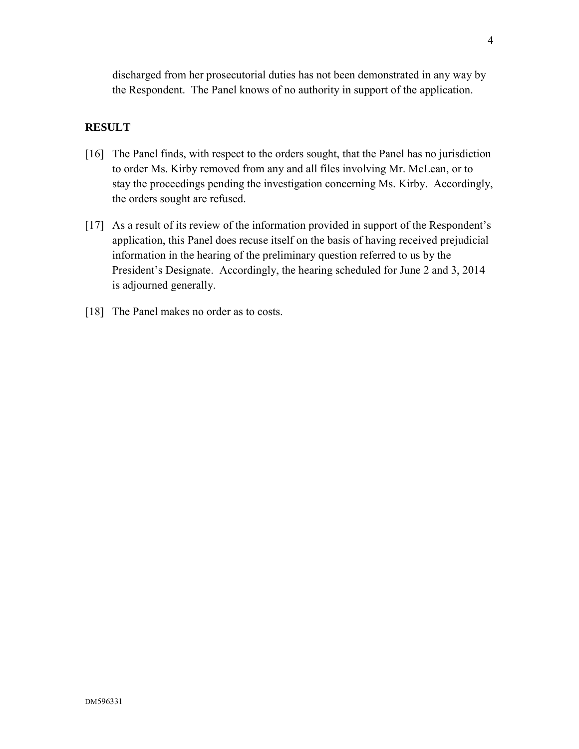discharged from her prosecutorial duties has not been demonstrated in any way by the Respondent. The Panel knows of no authority in support of the application.

## RESULT

[16] The Panel finds, with respect to the orders sought, that the Panel has no jurisdiction to order Ms. Kirby removed from any and all files involving Mr. McLean, or to stay the proceedings pending the investigation concerning Ms. Kirby. Accordingly, the orders sought are refused.

[17] As a result of its review of the information provided in support of the Respondent's application, this Panel does recuse itself on the basis of having received prejudicial information in the hearing of the preliminary question referred to us by the President's Designate. Accordingly, the hearing scheduled for June 2 and 3, 2014 is adjourned generally.

[18] The Panel makes no order as to costs.

DM596331